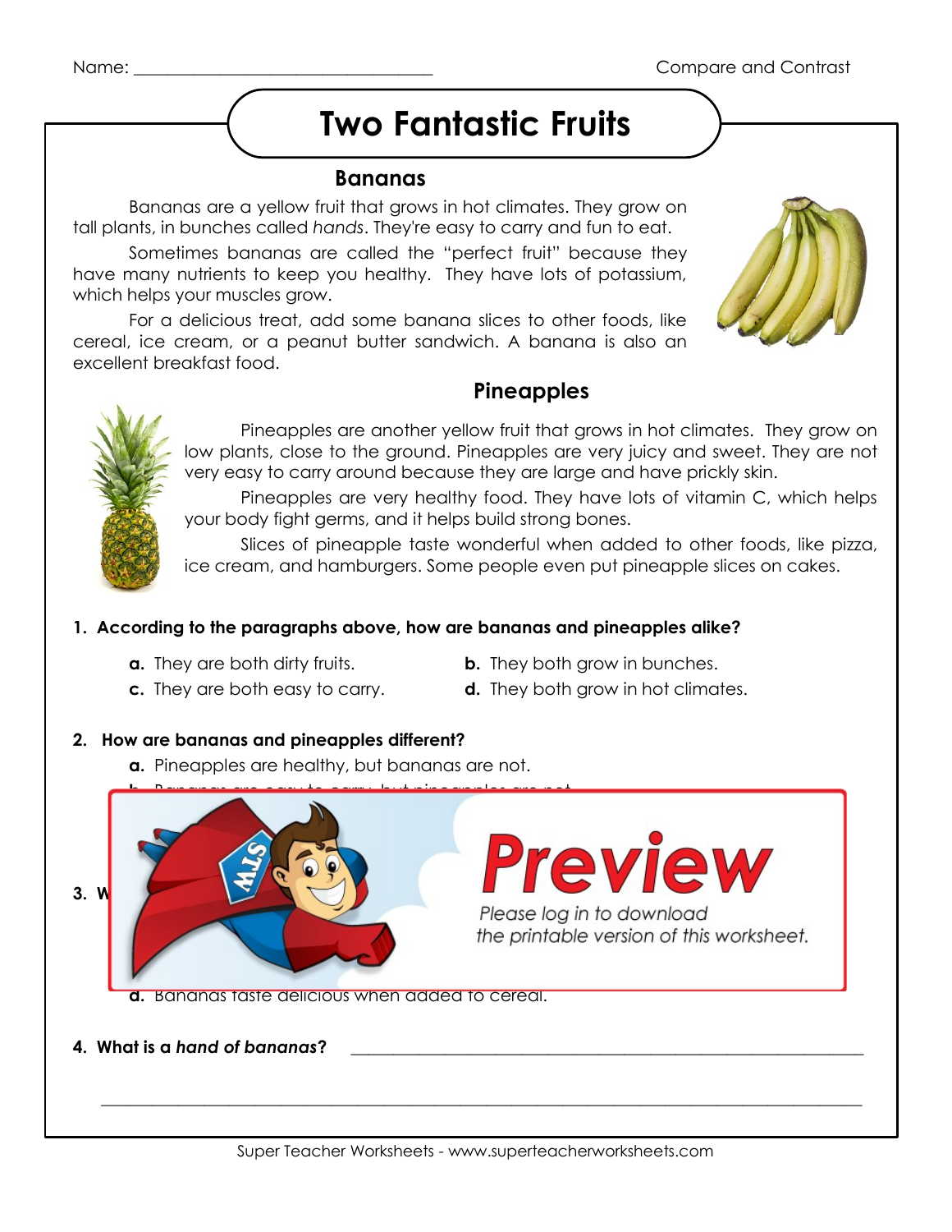Name: ___________________________________ Compare and Contrast

# Two Fantastic Fruits

## Bananas

Bananas are a yellow fruit that grows in hot climates. They grow on tall plants, in bunches called *hands*. They're easy to carry and fun to eat.

Sometimes bananas are called the "perfect fruit" because they have many nutrients to keep you healthy. They have lots of potassium, which helps your muscles grow.

For a delicious treat, add some banana slices to other foods, like cereal, ice cream, or a peanut butter sandwich. A banana is also an excellent breakfast food.

## Pineapples

Pineapples are another yellow fruit that grows in hot climates. They grow on low plants, close to the ground. Pineapples are very juicy and sweet. They are not very easy to carry around because they are large and have prickly skin.

Pineapples are very healthy food. They have lots of vitamin C, which helps your body fight germs, and it helps build strong bones.

Slices of pineapple taste wonderful when added to other foods, like pizza, ice cream, and hamburgers. Some people even put pineapple slices on cakes.

**1. According to the paragraphs above, how are bananas and pineapples alike?**

**a.** They are both dirty fruits.
**b.** They both grow in bunches.
**c.** They are both easy to carry.
**d.** They both grow in hot climates.

**2. How are bananas and pineapples different?**

**a.** Pineapples are healthy, but bananas are not.

**3.** W

**d.** Bananas taste delicious when added to cereal.

**4. What is a *hand of bananas*?** ____________________________________________

____________________________________________________________________________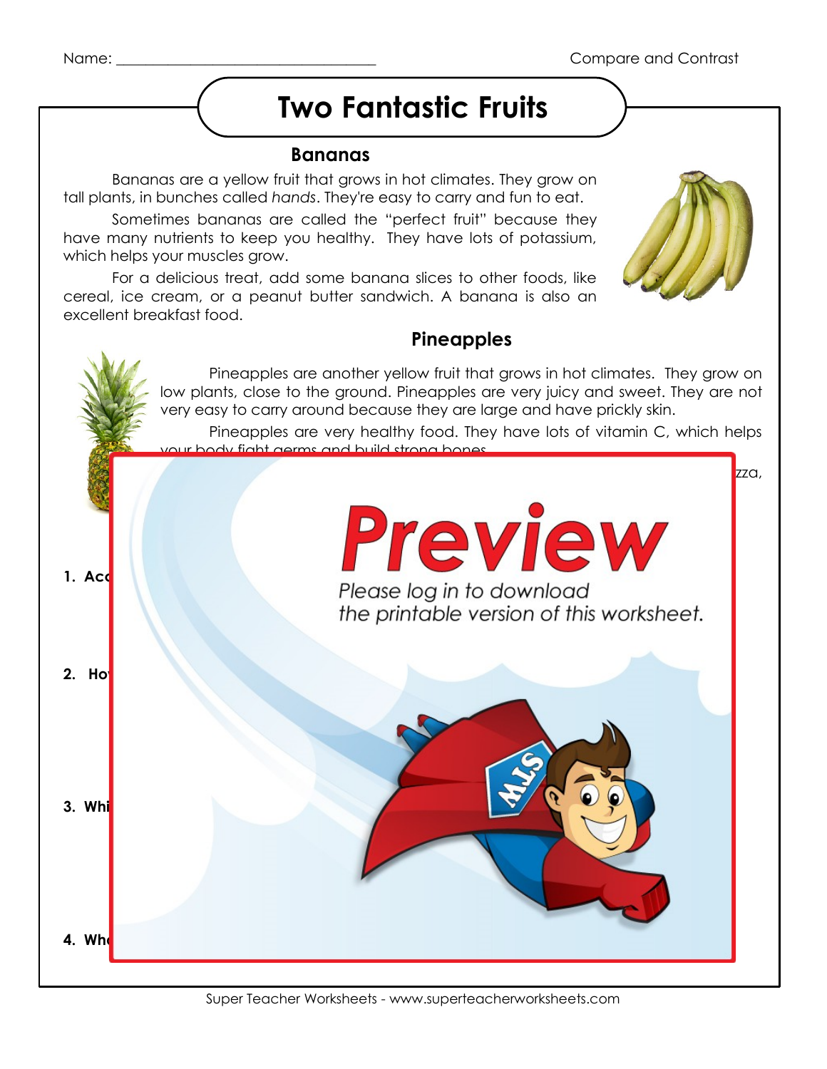Name: ___________________________________ Compare and Contrast

# Two Fantastic Fruits

## Bananas

Bananas are a yellow fruit that grows in hot climates. They grow on tall plants, in bunches called *hands*. They're easy to carry and fun to eat.

Sometimes bananas are called the "perfect fruit" because they have many nutrients to keep you healthy. They have lots of potassium, which helps your muscles grow.

For a delicious treat, add some banana slices to other foods, like cereal, ice cream, or a peanut butter sandwich. A banana is also an excellent breakfast food.

## Pineapples

Pineapples are another yellow fruit that grows in hot climates. They grow on low plants, close to the ground. Pineapples are very juicy and sweet. They are not very easy to carry around because they are large and have prickly skin.

Pineapples are very healthy food. They have lots of vitamin C, which helps your body fight germs and build strong bones.